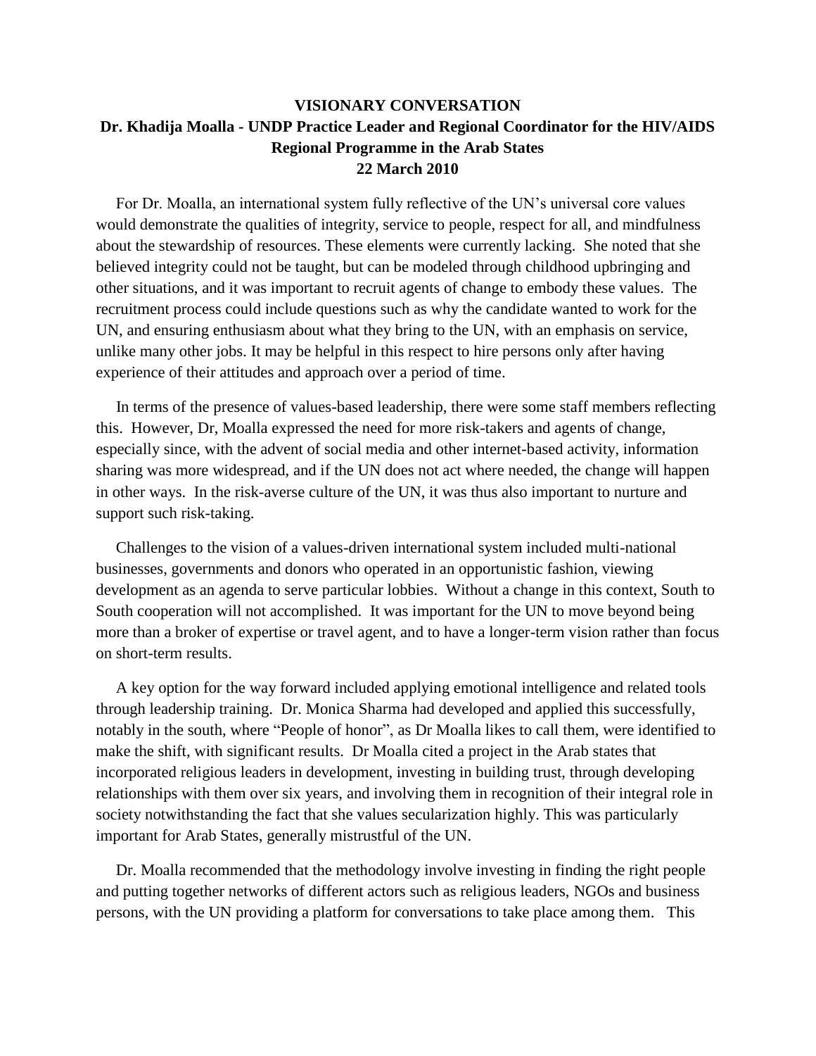**VISIONARY CONVERSATION**
**Dr. Khadija Moalla - UNDP Practice Leader and Regional Coordinator for the HIV/AIDS Regional Programme in the Arab States**
**22 March 2010**

For Dr. Moalla, an international system fully reflective of the UN's universal core values would demonstrate the qualities of integrity, service to people, respect for all, and mindfulness about the stewardship of resources. These elements were currently lacking. She noted that she believed integrity could not be taught, but can be modeled through childhood upbringing and other situations, and it was important to recruit agents of change to embody these values. The recruitment process could include questions such as why the candidate wanted to work for the UN, and ensuring enthusiasm about what they bring to the UN, with an emphasis on service, unlike many other jobs. It may be helpful in this respect to hire persons only after having experience of their attitudes and approach over a period of time.

In terms of the presence of values-based leadership, there were some staff members reflecting this. However, Dr, Moalla expressed the need for more risk-takers and agents of change, especially since, with the advent of social media and other internet-based activity, information sharing was more widespread, and if the UN does not act where needed, the change will happen in other ways. In the risk-averse culture of the UN, it was thus also important to nurture and support such risk-taking.

Challenges to the vision of a values-driven international system included multi-national businesses, governments and donors who operated in an opportunistic fashion, viewing development as an agenda to serve particular lobbies. Without a change in this context, South to South cooperation will not accomplished. It was important for the UN to move beyond being more than a broker of expertise or travel agent, and to have a longer-term vision rather than focus on short-term results.

A key option for the way forward included applying emotional intelligence and related tools through leadership training. Dr. Monica Sharma had developed and applied this successfully, notably in the south, where "People of honor", as Dr Moalla likes to call them, were identified to make the shift, with significant results. Dr Moalla cited a project in the Arab states that incorporated religious leaders in development, investing in building trust, through developing relationships with them over six years, and involving them in recognition of their integral role in society notwithstanding the fact that she values secularization highly. This was particularly important for Arab States, generally mistrustful of the UN.

Dr. Moalla recommended that the methodology involve investing in finding the right people and putting together networks of different actors such as religious leaders, NGOs and business persons, with the UN providing a platform for conversations to take place among them. This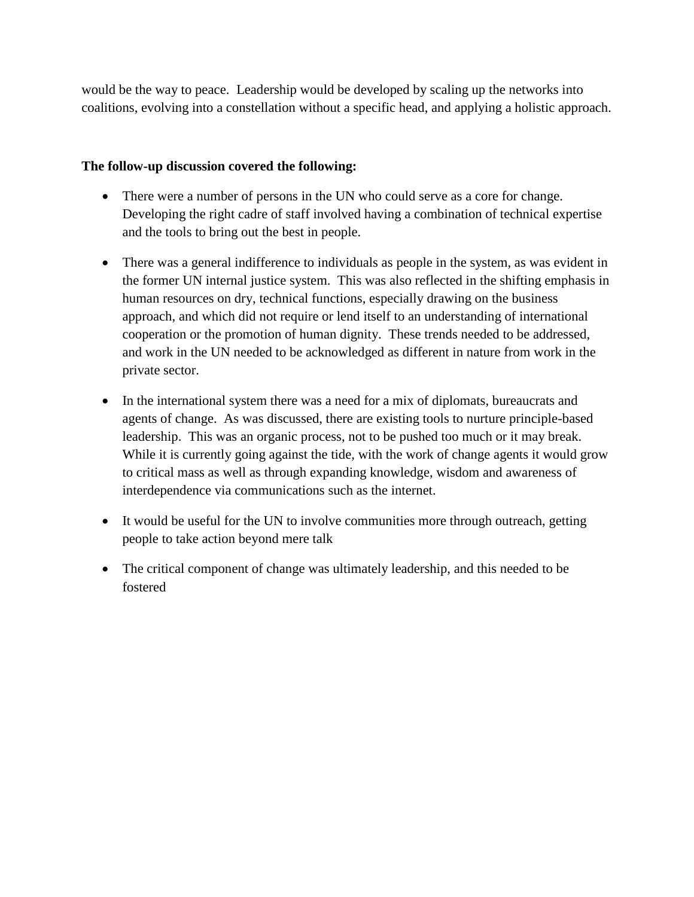would be the way to peace. Leadership would be developed by scaling up the networks into coalitions, evolving into a constellation without a specific head, and applying a holistic approach.

**The follow-up discussion covered the following:**

- There were a number of persons in the UN who could serve as a core for change. Developing the right cadre of staff involved having a combination of technical expertise and the tools to bring out the best in people.

- There was a general indifference to individuals as people in the system, as was evident in the former UN internal justice system. This was also reflected in the shifting emphasis in human resources on dry, technical functions, especially drawing on the business approach, and which did not require or lend itself to an understanding of international cooperation or the promotion of human dignity. These trends needed to be addressed, and work in the UN needed to be acknowledged as different in nature from work in the private sector.

- In the international system there was a need for a mix of diplomats, bureaucrats and agents of change. As was discussed, there are existing tools to nurture principle-based leadership. This was an organic process, not to be pushed too much or it may break. While it is currently going against the tide, with the work of change agents it would grow to critical mass as well as through expanding knowledge, wisdom and awareness of interdependence via communications such as the internet.

- It would be useful for the UN to involve communities more through outreach, getting people to take action beyond mere talk

- The critical component of change was ultimately leadership, and this needed to be fostered